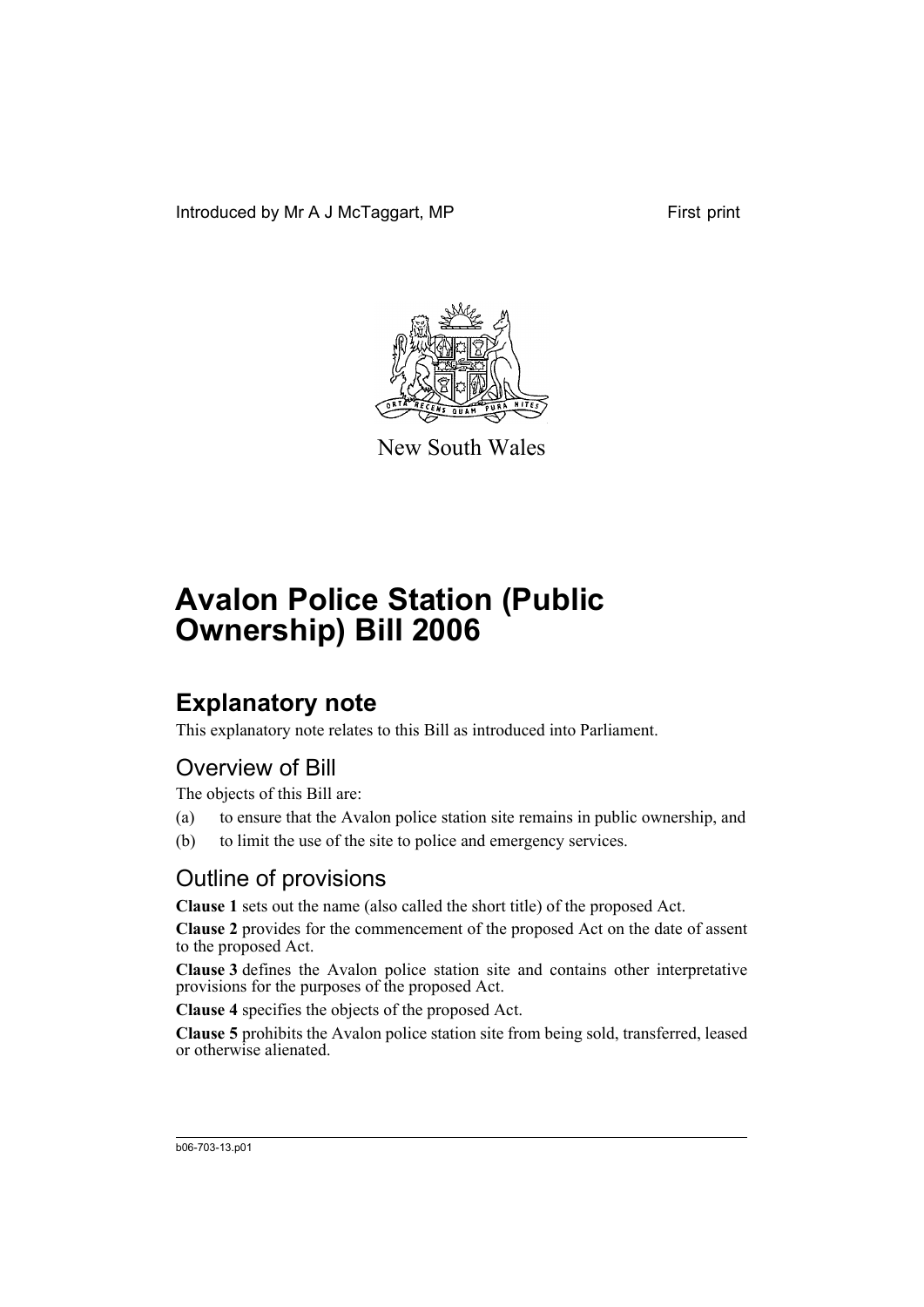Introduced by Mr A J McTaggart, MP First print

New South Wales

# Avalon Police Station (Public Ownership) Bill 2006

## Explanatory note

This explanatory note relates to this Bill as introduced into Parliament.

### Overview of Bill

The objects of this Bill are:

(a) to ensure that the Avalon police station site remains in public ownership, and

(b) to limit the use of the site to police and emergency services.

### Outline of provisions

**Clause 1** sets out the name (also called the short title) of the proposed Act.

**Clause 2** provides for the commencement of the proposed Act on the date of assent to the proposed Act.

**Clause 3** defines the Avalon police station site and contains other interpretative provisions for the purposes of the proposed Act.

**Clause 4** specifies the objects of the proposed Act.

**Clause 5** prohibits the Avalon police station site from being sold, transferred, leased or otherwise alienated.

b06-703-13.p01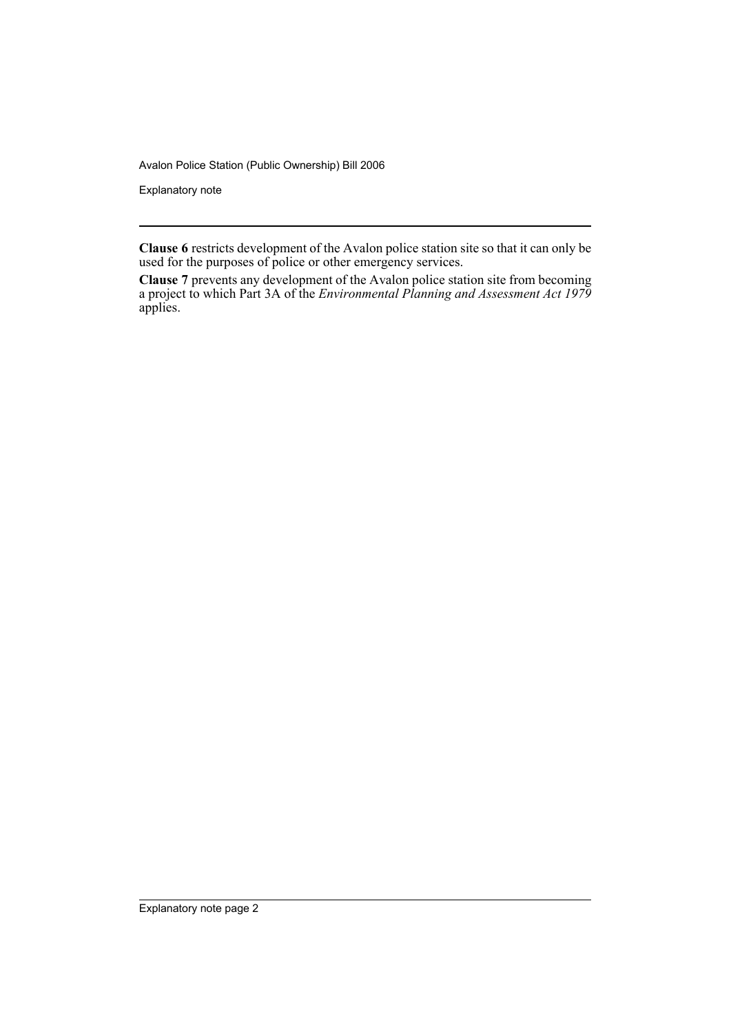**Clause 6** restricts development of the Avalon police station site so that it can only be used for the purposes of police or other emergency services.

**Clause 7** prevents any development of the Avalon police station site from becoming a project to which Part 3A of the *Environmental Planning and Assessment Act 1979* applies.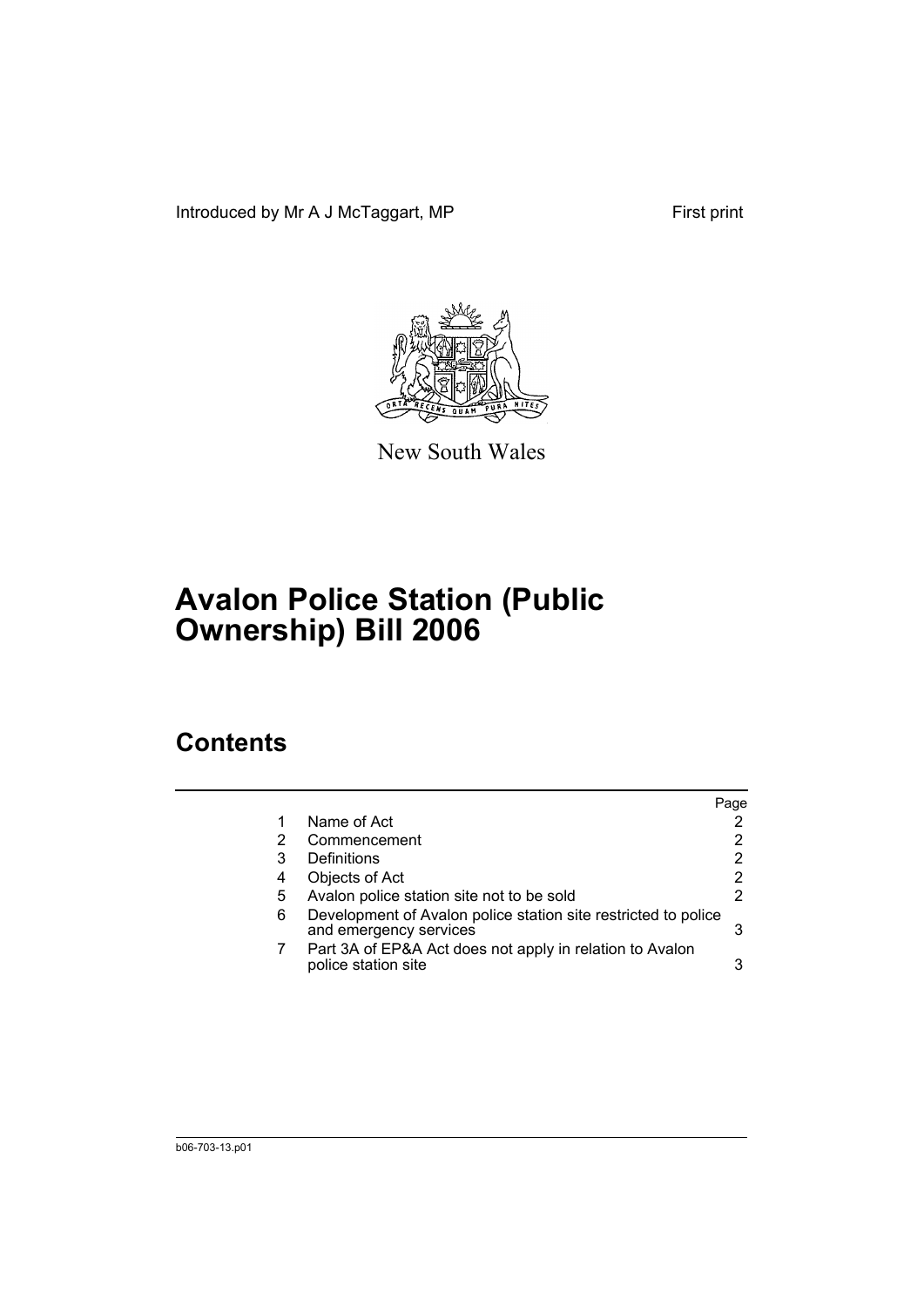Introduced by Mr A J McTaggart, MP

First print

New South Wales

# Avalon Police Station (Public Ownership) Bill 2006

## Contents

| | | Page |
|---|---|---|
| 1 | Name of Act | 2 |
| 2 | Commencement | 2 |
| 3 | Definitions | 2 |
| 4 | Objects of Act | 2 |
| 5 | Avalon police station site not to be sold | 2 |
| 6 | Development of Avalon police station site restricted to police and emergency services | 3 |
| 7 | Part 3A of EP&A Act does not apply in relation to Avalon police station site | 3 |

b06-703-13.p01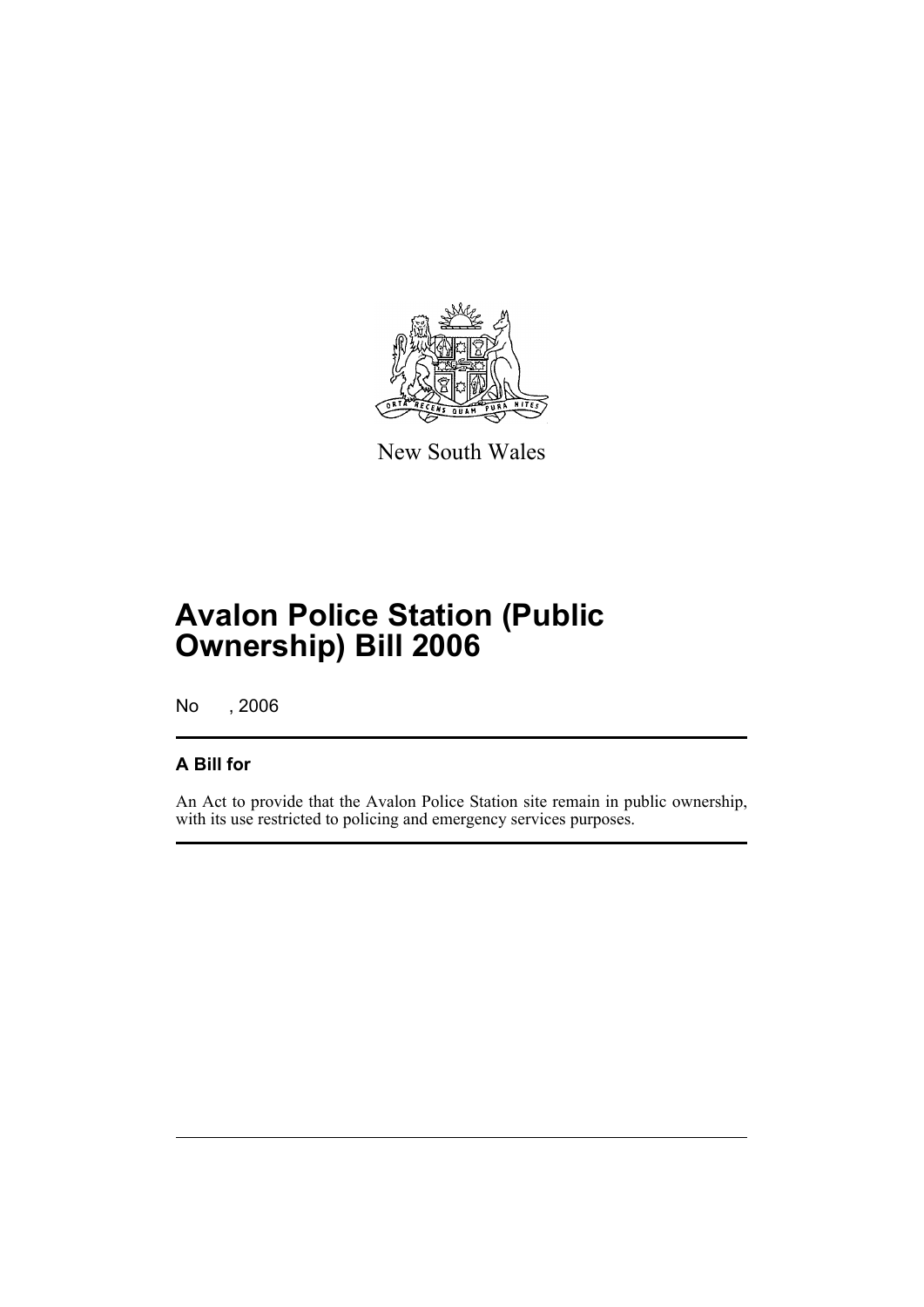New South Wales

# Avalon Police Station (Public Ownership) Bill 2006

No , 2006

## A Bill for

An Act to provide that the Avalon Police Station site remain in public ownership, with its use restricted to policing and emergency services purposes.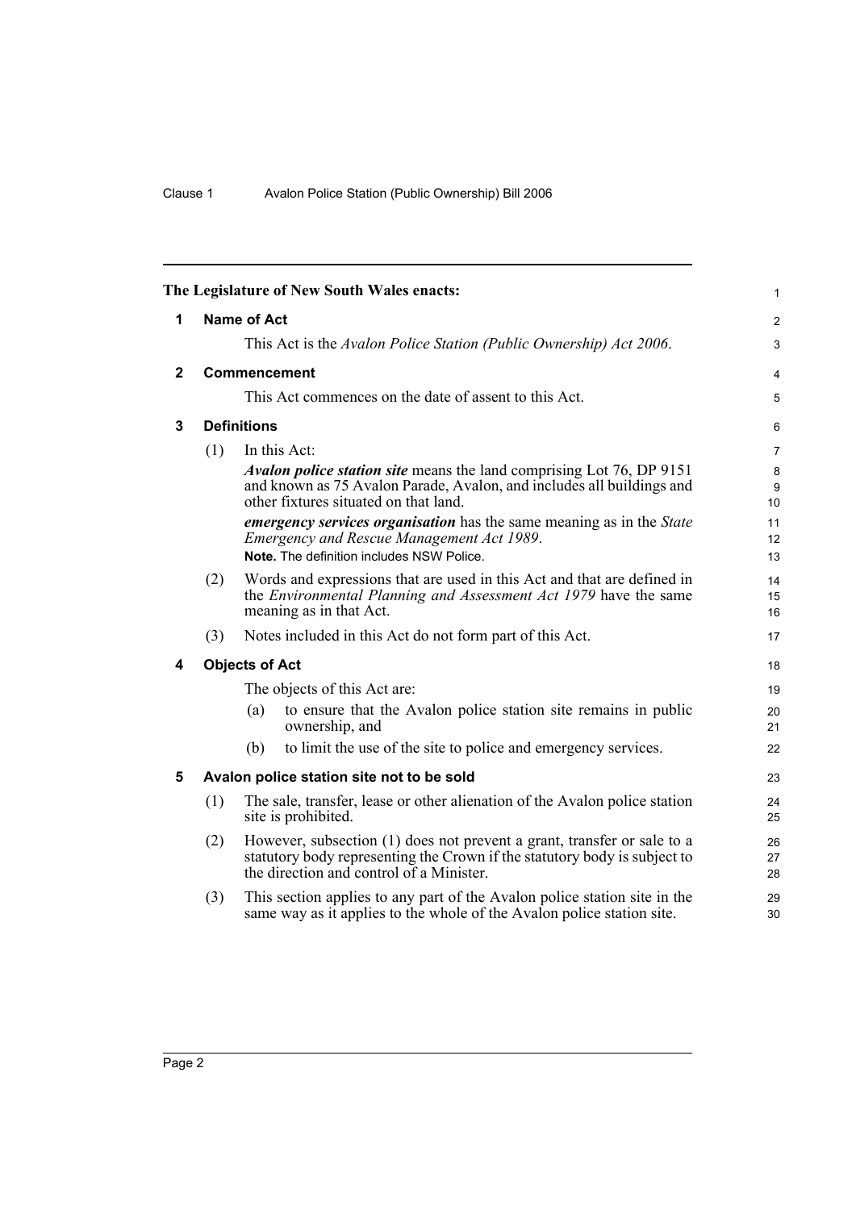The Legislature of New South Wales enacts:

## 1 Name of Act

This Act is the *Avalon Police Station (Public Ownership) Act 2006*.

## 2 Commencement

This Act commences on the date of assent to this Act.

## 3 Definitions

(1) In this Act:

***Avalon police station site*** means the land comprising Lot 76, DP 9151 and known as 75 Avalon Parade, Avalon, and includes all buildings and other fixtures situated on that land.

***emergency services organisation*** has the same meaning as in the *State Emergency and Rescue Management Act 1989*.

**Note.** The definition includes NSW Police.

(2) Words and expressions that are used in this Act and that are defined in the *Environmental Planning and Assessment Act 1979* have the same meaning as in that Act.

(3) Notes included in this Act do not form part of this Act.

## 4 Objects of Act

The objects of this Act are:

(a) to ensure that the Avalon police station site remains in public ownership, and

(b) to limit the use of the site to police and emergency services.

## 5 Avalon police station site not to be sold

(1) The sale, transfer, lease or other alienation of the Avalon police station site is prohibited.

(2) However, subsection (1) does not prevent a grant, transfer or sale to a statutory body representing the Crown if the statutory body is subject to the direction and control of a Minister.

(3) This section applies to any part of the Avalon police station site in the same way as it applies to the whole of the Avalon police station site.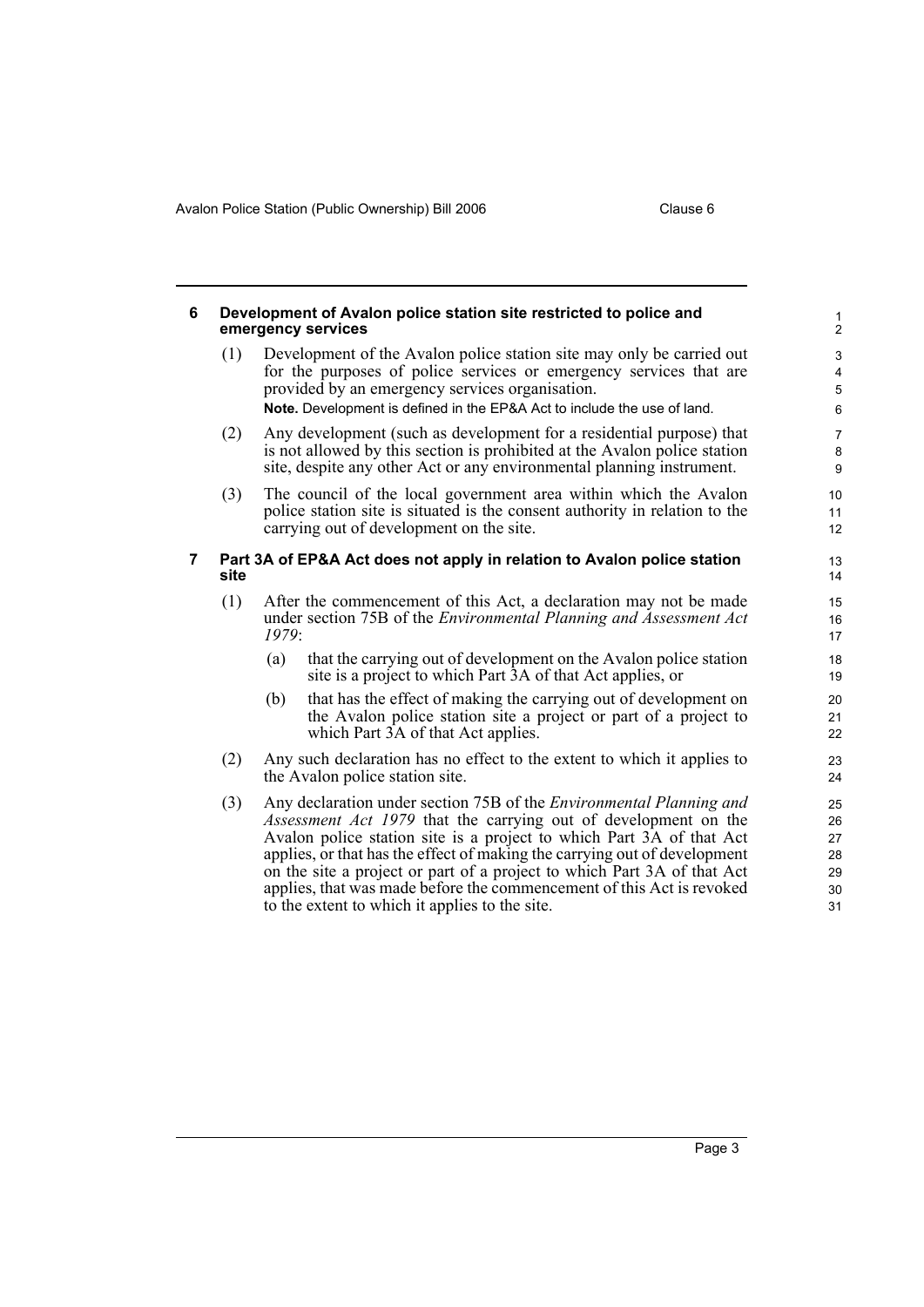## 6 Development of Avalon police station site restricted to police and emergency services

(1) Development of the Avalon police station site may only be carried out for the purposes of police services or emergency services that are provided by an emergency services organisation.

**Note.** Development is defined in the EP&A Act to include the use of land.

(2) Any development (such as development for a residential purpose) that is not allowed by this section is prohibited at the Avalon police station site, despite any other Act or any environmental planning instrument.

(3) The council of the local government area within which the Avalon police station site is situated is the consent authority in relation to the carrying out of development on the site.

## 7 Part 3A of EP&A Act does not apply in relation to Avalon police station site

(1) After the commencement of this Act, a declaration may not be made under section 75B of the *Environmental Planning and Assessment Act 1979*:

- (a) that the carrying out of development on the Avalon police station site is a project to which Part 3A of that Act applies, or
- (b) that has the effect of making the carrying out of development on the Avalon police station site a project or part of a project to which Part 3A of that Act applies.

(2) Any such declaration has no effect to the extent to which it applies to the Avalon police station site.

(3) Any declaration under section 75B of the *Environmental Planning and Assessment Act 1979* that the carrying out of development on the Avalon police station site is a project to which Part 3A of that Act applies, or that has the effect of making the carrying out of development on the site a project or part of a project to which Part 3A of that Act applies, that was made before the commencement of this Act is revoked to the extent to which it applies to the site.